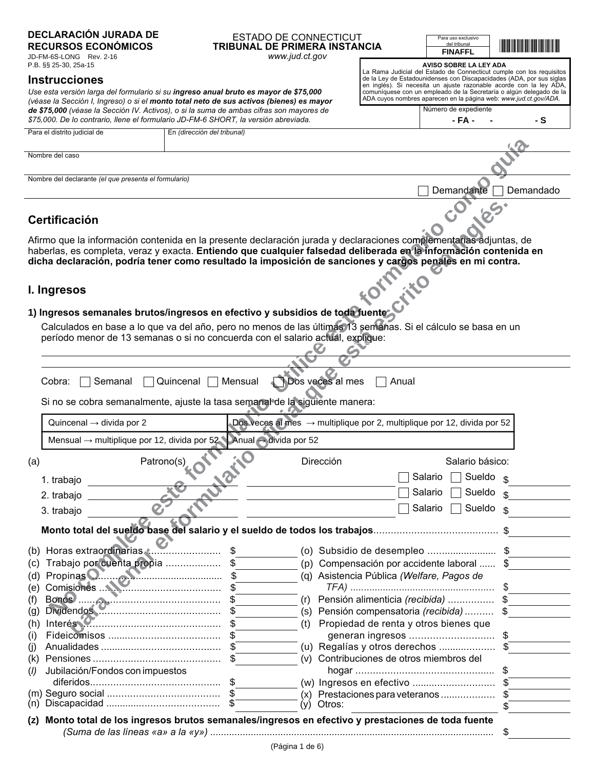**DECLARACIÓN JURADA DE RECURSOS ECONÓMICOS**
JD-FM-6S-LONG Rev. 2-16
P.B. §§ 25-30, 25a-15

**ESTADO DE CONNECTICUT**
**TRIBUNAL DE PRIMERA INSTANCIA**
*www.jud.ct.gov*

Para uso exclusivo del tribunal
**FINAFFL**

**AVISO SOBRE LA LEY ADA**
La Rama Judicial del Estado de Connecticut cumple con los requisitos de la Ley de Estadounidenses con Discapacidades (ADA, por sus siglas en inglés). Si necesita un ajuste razonable acorde con la ley ADA, comuníquese con un empleado de la Secretaría o algún delegado de la ADA cuyos nombres aparecen en la página web: *www.jud.ct.gov/ADA.*

## Instrucciones

*Use esta versión larga del formulario si su* ***ingreso anual bruto es mayor de $75,000*** *(véase la Sección I, Ingreso) o si el* ***monto total neto de sus activos (bienes) es mayor de $75,000*** *(véase la Sección IV. Activos), o si la suma de ambas cifras son mayores de $75,000. De lo contrario, llene el formulario JD-FM-6 SHORT, la versión abreviada.*

Número de expediente
**- FA - - - S**

Para el distrito judicial de
En *(dirección del tribunal)*

Nombre del caso

Nombre del declarante *(el que presenta el formulario)*

☐ Demandante ☐ Demandado

*No complete este formulario. Utilice este formulario como guía para llenar el formulario oficial que está escrito en inglés.*

## Certificación

Afirmo que la información contenida en la presente declaración jurada y declaraciones complementarias adjuntas, de haberlas, es completa, veraz y exacta. **Entiendo que cualquier falsedad deliberada en la información contenida en dicha declaración, podría tener como resultado la imposición de sanciones y cargos penales en mi contra.**

## I. Ingresos

### 1) Ingresos semanales brutos/ingresos en efectivo y subsidios de toda fuente

Calculados en base a lo que va del año, pero no menos de las últimas 13 semanas. Si el cálculo se basa en un período menor de 13 semanas o si no concuerda con el salario actual, explique:

______________________________________________

______________________________________________

Cobra: ☐ Semanal ☐ Quincenal ☐ Mensual ☐ Dos veces al mes ☐ Anual

Si no se cobra semanalmente, ajuste la tasa semanal de la siguiente manera:

| | |
|---|---|
| Quincenal → divida por 2 | Dos veces al mes → multiplique por 2, multiplique por 12, divida por 52 |
| Mensual → multiplique por 12, divida por 52 | Anual → divida por 52 |

(a)

| | Patrono(s) | Dirección | Salario básico: | |
|---|---|---|---|---|
| 1. trabajo | | | ☐ Salario ☐ Sueldo | $ |
| 2. trabajo | | | ☐ Salario ☐ Sueldo | $ |
| 3. trabajo | | | ☐ Salario ☐ Sueldo | $ |

**Monto total del sueldo base del salario y el sueldo de todos los trabajos**.......................................... $

| | | | |
|---|---|---|---|
| (b) Horas extraordinarias | $ | (o) Subsidio de desempleo | $ |
| (c) Trabajo por cuenta propia | $ | (p) Compensación por accidente laboral | $ |
| (d) Propinas | $ | (q) Asistencia Pública *(Welfare, Pagos de TFA)* | $ |
| (e) Comisiones | $ | | |
| (f) Bonos | $ | (r) Pensión alimenticia *(recibida)* | $ |
| (g) Dividendos | $ | (s) Pensión compensatoria *(recibida)* | $ |
| (h) Interés | $ | (t) Propiedad de renta y otros bienes que generan ingresos | $ |
| (i) Fideicomisos | $ | | |
| (j) Anualidades | $ | (u) Regalías y otros derechos | $ |
| (k) Pensiones | $ | (v) Contribuciones de otros miembros del hogar | $ |
| (*l*) Jubilación/Fondos con impuestos diferidos | $ | | |
| | | (w) Ingresos en efectivo | $ |
| (m) Seguro social | $ | (x) Prestaciones para veteranos | $ |
| (n) Discapacidad | $ | (y) Otros: | $ |

**(z) Monto total de los ingresos brutos semanales/ingresos en efectivo y prestaciones de toda fuente** *(Suma de las líneas «a» a la «y»)* ....................................................................................................... $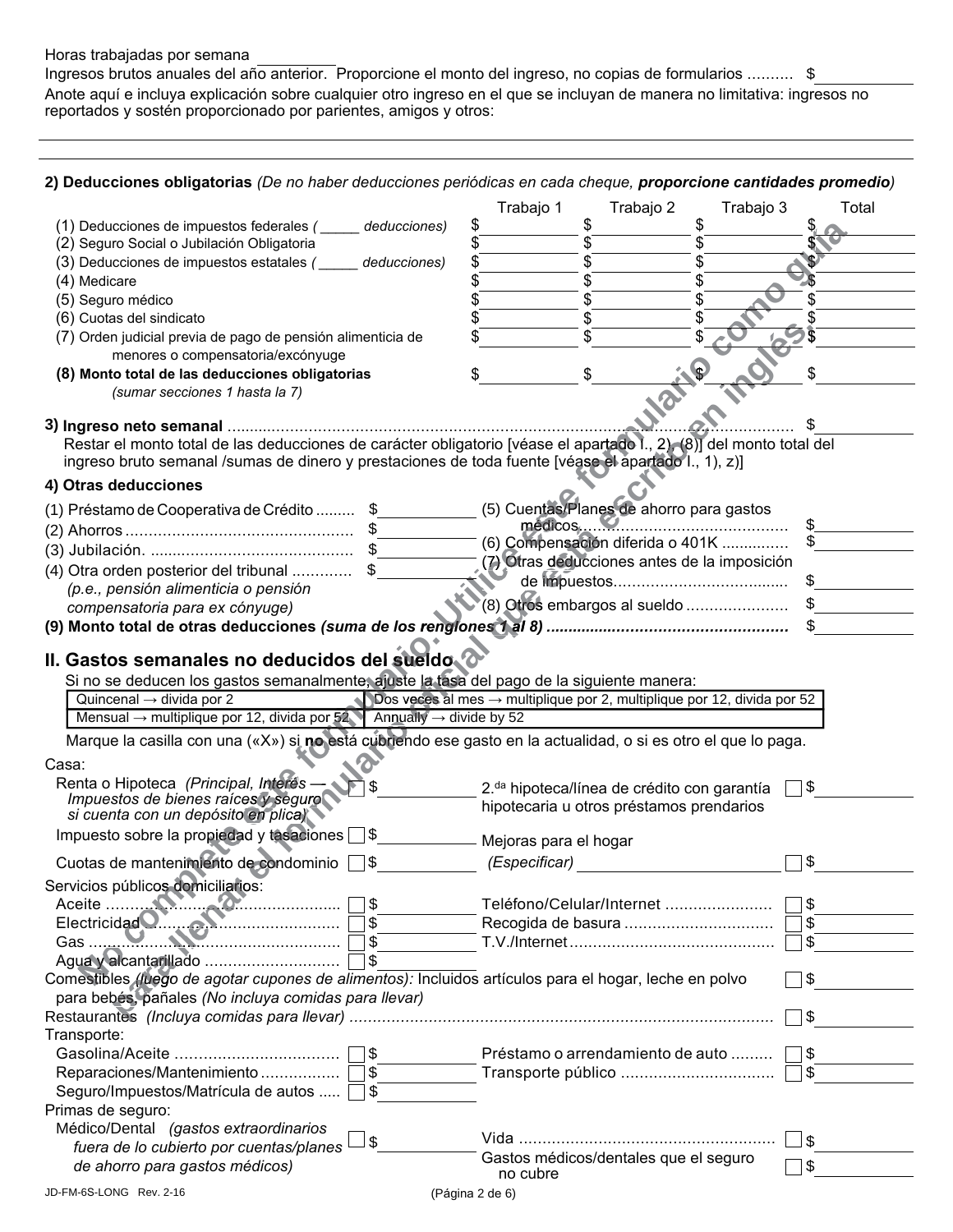Horas trabajadas por semana __________

Ingresos brutos anuales del año anterior. Proporcione el monto del ingreso, no copias de formularios .......... $__________

Anote aquí e incluya explicación sobre cualquier otro ingreso en el que se incluyan de manera no limitativa: ingresos no reportados y sostén proporcionado por parientes, amigos y otros:

______________________________________________________________________________

______________________________________________________________________________

**2) Deducciones obligatorias** *(De no haber deducciones periódicas en cada cheque,* ***proporcione cantidades promedio****)*

| | Trabajo 1 | Trabajo 2 | Trabajo 3 | Total |
|---|---|---|---|---|
| (1) Deducciones de impuestos federales *( _____ deducciones)* | $ | $ | $ | $ |
| (2) Seguro Social o Jubilación Obligatoria | $ | $ | $ | $ |
| (3) Deducciones de impuestos estatales *( _____ deducciones)* | $ | $ | $ | $ |
| (4) Medicare | $ | $ | $ | $ |
| (5) Seguro médico | $ | $ | $ | $ |
| (6) Cuotas del sindicato | $ | $ | $ | $ |
| (7) Orden judicial previa de pago de pensión alimenticia de menores o compensatoria/excónyuge | $ | $ | $ | $ |
| **(8) Monto total de las deducciones obligatorias** *(sumar secciones 1 hasta la 7)* | $ | $ | $ | $ |

**3) Ingreso neto semanal** .......................................................................................................... $__________

Restar el monto total de las deducciones de carácter obligatorio [véase el apartado I., 2), (8)] del monto total del ingreso bruto semanal /sumas de dinero y prestaciones de toda fuente [véase el apartado I., 1), z)]

**4) Otras deducciones**

| | | | |
|---|---|---|---|
| (1) Préstamo de Cooperativa de Crédito ......... | $ | (5) Cuentas/Planes de ahorro para gastos médicos............................................ | $ |
| (2) Ahorros ................................................ | $ | (6) Compensación diferida o 401K .............. | $ |
| (3) Jubilación. ........................................... | $ | (7) Otras deducciones antes de la imposición de impuestos..................................... | $ |
| (4) Otra orden posterior del tribunal ............. *(p.e., pensión alimenticia o pensión compensatoria para ex cónyuge)* | $ | (8) Otros embargos al sueldo ...................... | $ |

**(9) Monto total de otras deducciones *(suma de los renglones 1 al 8)*** .................................................... $__________

## II. Gastos semanales no deducidos del sueldo

Si no se deducen los gastos semanalmente, ajuste la tasa del pago de la siguiente manera:

| | |
|---|---|
| Quincenal → divida por 2 | Dos veces al mes → multiplique por 2, multiplique por 12, divida por 52 |
| Mensual → multiplique por 12, divida por 52 | Annually → divide by 52 |

Marque la casilla con una («X») si **no** está cubriendo ese gasto en la actualidad, o si es otro el que lo paga.

Casa:

| | | | | | |
|---|---|---|---|---|---|
| Renta o Hipoteca *(Principal, Interés — Impuestos de bienes raíces y seguro si cuenta con un depósito en plica)* | ☐ | $ | 2.da hipoteca/línea de crédito con garantía hipotecaria u otros préstamos prendarios | ☐ | $ |
| Impuesto sobre la propiedad y tasaciones | ☐ | $ | Mejoras para el hogar | | |
| Cuotas de mantenimiento de condominio | ☐ | $ | *(Especificar)* __________ | ☐ | $ |

Servicios públicos domiciliarios:

| | | | | | |
|---|---|---|---|---|---|
| Aceite ................................................ | ☐ | $ | Teléfono/Celular/Internet ....................... | ☐ | $ |
| Electricidad .......................................... | ☐ | $ | Recogida de basura ................................ | ☐ | $ |
| Gas ..................................................... | ☐ | $ | T.V./Internet ........................................... | ☐ | $ |
| Agua y alcantarillado ............................. | ☐ | $ | | | |

Comestibles *(luego de agotar cupones de alimentos):* Incluidos artículos para el hogar, leche en polvo para bebés, pañales *(No incluya comidas para llevar)* ☐ $__________

Restaurantes *(Incluya comidas para llevar)* .......................................................................................... ☐ $__________

Transporte:

| | | | | | |
|---|---|---|---|---|---|
| Gasolina/Aceite .................................. | ☐ | $ | Préstamo o arrendamiento de auto ......... | ☐ | $ |
| Reparaciones/Mantenimiento ................. | ☐ | $ | Transporte público ................................. | ☐ | $ |
| Seguro/Impuestos/Matrícula de autos ..... | ☐ | $ | | | |

Primas de seguro:

| | | | | | |
|---|---|---|---|---|---|
| Médico/Dental *(gastos extraordinarios fuera de lo cubierto por cuentas/planes de ahorro para gastos médicos)* | ☐ | $ | Vida ...................................................... | ☐ | $ |
| | | | Gastos médicos/dentales que el seguro no cubre | ☐ | $ |

JD-FM-6S-LONG Rev. 2-16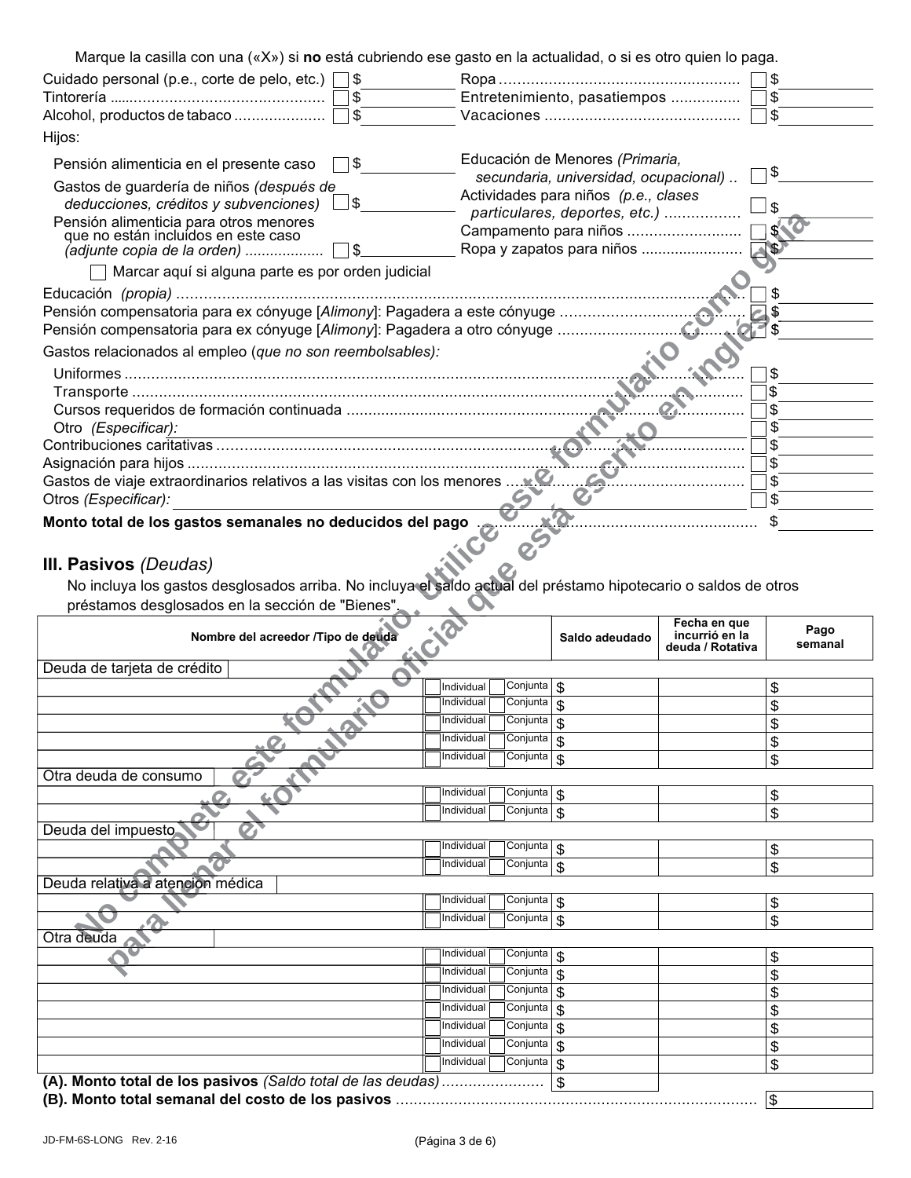Marque la casilla con una («X») si **no** está cubriendo ese gasto en la actualidad, o si es otro quien lo paga.

| | | | | | |
|---|---|---|---|---|---|
| Cuidado personal (p.e., corte de pelo, etc.) | ☐ | $ | Ropa | ☐ | $ |
| Tintorería | ☐ | $ | Entretenimiento, pasatiempos | ☐ | $ |
| Alcohol, productos de tabaco | ☐ | $ | Vacaciones | ☐ | $ |

Hijos:

| | | | | | |
|---|---|---|---|---|---|
| Pensión alimenticia en el presente caso | ☐ | $ | Educación de Menores *(Primaria, secundaria, universidad, ocupacional)* | ☐ | $ |
| Gastos de guardería de niños *(después de deducciones, créditos y subvenciones)* | ☐ | $ | Actividades para niños *(p.e., clases particulares, deportes, etc.)* | ☐ | $ |
| Pensión alimenticia para otros menores que no están incluidos en este caso *(adjunte copia de la orden)* | ☐ | $ | Campamento para niños | ☐ | $ |
| | | | Ropa y zapatos para niños | ☐ | $ |

☐ Marcar aquí si alguna parte es por orden judicial

| | | |
|---|---|---|
| Educación *(propia)* | ☐ | $ |
| Pensión compensatoria para ex cónyuge [*Alimony*]: Pagadera a este cónyuge | ☐ | $ |
| Pensión compensatoria para ex cónyuge [*Alimony*]: Pagadera a otro cónyuge | ☐ | $ |

Gastos relacionados al empleo (*que no son reembolsables):*

| | | |
|---|---|---|
| Uniformes | ☐ | $ |
| Transporte | ☐ | $ |
| Cursos requeridos de formación continuada | ☐ | $ |
| Otro *(Especificar):* | ☐ | $ |
| Contribuciones caritativas | ☐ | $ |
| Asignación para hijos | ☐ | $ |
| Gastos de viaje extraordinarios relativos a las visitas con los menores | ☐ | $ |
| Otros *(Especificar):* | ☐ | $ |
| **Monto total de los gastos semanales no deducidos del pago** | | $ |

## III. Pasivos *(Deudas)*

No incluya los gastos desglosados arriba. No incluya el saldo actual del préstamo hipotecario o saldos de otros préstamos desglosados en la sección de "Bienes".

| Nombre del acreedor /Tipo de deuda | | Saldo adeudado | Fecha en que incurrió en la deuda / Rotativa | Pago semanal |
|---|---|---|---|---|
| **Deuda de tarjeta de crédito** | | | | |
| | ☐ Individual ☐ Conjunta | $ | | $ |
| | ☐ Individual ☐ Conjunta | $ | | $ |
| | ☐ Individual ☐ Conjunta | $ | | $ |
| | ☐ Individual ☐ Conjunta | $ | | $ |
| | ☐ Individual ☐ Conjunta | $ | | $ |
| **Otra deuda de consumo** | | | | |
| | ☐ Individual ☐ Conjunta | $ | | $ |
| | ☐ Individual ☐ Conjunta | $ | | $ |
| **Deuda del impuesto** | | | | |
| | ☐ Individual ☐ Conjunta | $ | | $ |
| | ☐ Individual ☐ Conjunta | $ | | $ |
| **Deuda relativa a atención médica** | | | | |
| | ☐ Individual ☐ Conjunta | $ | | $ |
| | ☐ Individual ☐ Conjunta | $ | | $ |
| **Otra deuda** | | | | |
| | ☐ Individual ☐ Conjunta | $ | | $ |
| | ☐ Individual ☐ Conjunta | $ | | $ |
| | ☐ Individual ☐ Conjunta | $ | | $ |
| | ☐ Individual ☐ Conjunta | $ | | $ |
| | ☐ Individual ☐ Conjunta | $ | | $ |
| | ☐ Individual ☐ Conjunta | $ | | $ |
| | ☐ Individual ☐ Conjunta | $ | | $ |
| **(A). Monto total de los pasivos** *(Saldo total de las deudas)* | | $ | | |
| **(B). Monto total semanal del costo de los pasivos** | | | | $ |

No complete este formulario. Utilice este formulario como guía para llenar el formulario oficial que está escrito en inglés.

JD-FM-6S-LONG Rev. 2-16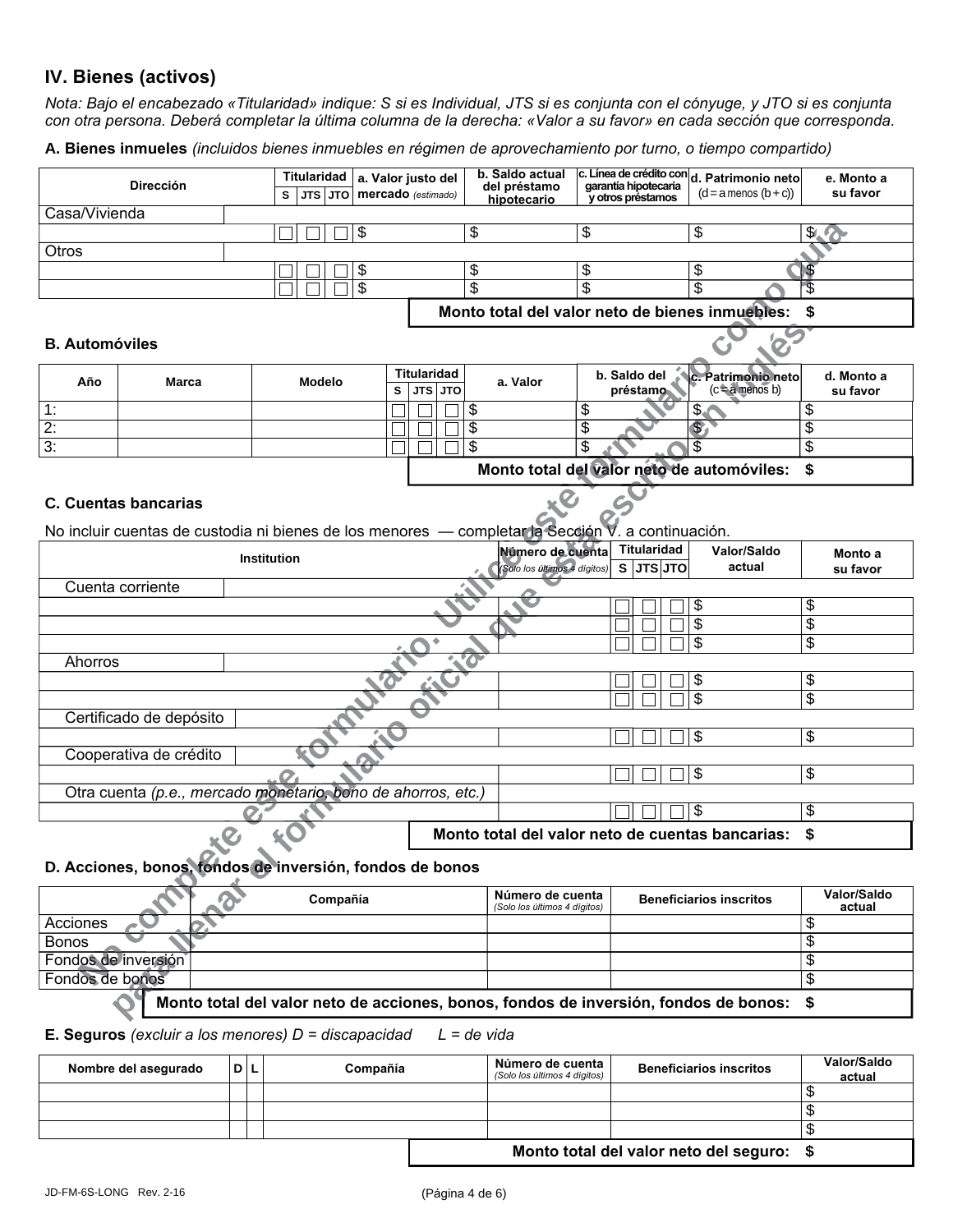## IV. Bienes (activos)

*Nota: Bajo el encabezado «Titularidad» indique: S si es Individual, JTS si es conjunta con el cónyuge, y JTO si es conjunta con otra persona. Deberá completar la última columna de la derecha: «Valor a su favor» en cada sección que corresponda.*

### A. Bienes inmuebles *(incluidos bienes inmuebles en régimen de aprovechamiento por turno, o tiempo compartido)*

| Dirección | Titularidad | | | a. Valor justo del mercado *(estimado)* | b. Saldo actual del préstamo hipotecario | c. Línea de crédito con garantía hipotecaria y otros préstamos | d. Patrimonio neto (d = a menos (b + c)) | e. Monto a su favor |
|---|---|---|---|---|---|---|---|---|
| | S | JTS | JTO | | | | | |
| Casa/Vivienda | | | | | | | | |
| | ☐ | ☐ | ☐ | $ | $ | $ | $ | $ |
| Otros | | | | | | | | |
| | ☐ | ☐ | ☐ | $ | $ | $ | $ | $ |
| | ☐ | ☐ | ☐ | $ | $ | $ | $ | $ |

**Monto total del valor neto de bienes inmuebles: $**

### B. Automóviles

| Año | Marca | Modelo | Titularidad | | | a. Valor | b. Saldo del préstamo | c. Patrimonio neto (c = a menos b) | d. Monto a su favor |
|---|---|---|---|---|---|---|---|---|---|
| | | | S | JTS | JTO | | | | |
| 1: | | | ☐ | ☐ | ☐ | $ | $ | $ | $ |
| 2: | | | ☐ | ☐ | ☐ | $ | $ | $ | $ |
| 3: | | | ☐ | ☐ | ☐ | $ | $ | $ | $ |

**Monto total del valor neto de automóviles: $**

### C. Cuentas bancarias

No incluir cuentas de custodia ni bienes de los menores — completar la Sección V. a continuación.

| Institution | Número de cuenta *(Solo los últimos 4 dígitos)* | Titularidad | | | Valor/Saldo actual | Monto a su favor |
|---|---|---|---|---|---|---|
| | | S | JTS | JTO | | |
| Cuenta corriente | | | | | | |
| | | ☐ | ☐ | ☐ | $ | $ |
| | | ☐ | ☐ | ☐ | $ | $ |
| | | ☐ | ☐ | ☐ | $ | $ |
| Ahorros | | | | | | |
| | | ☐ | ☐ | ☐ | $ | $ |
| | | ☐ | ☐ | ☐ | $ | $ |
| Certificado de depósito | | | | | | |
| | | ☐ | ☐ | ☐ | $ | $ |
| Cooperativa de crédito | | | | | | |
| | | ☐ | ☐ | ☐ | $ | $ |
| Otra cuenta *(p.e., mercado monetario, bono de ahorros, etc.)* | | | | | | |
| | | ☐ | ☐ | ☐ | $ | $ |

**Monto total del valor neto de cuentas bancarias: $**

### D. Acciones, bonos, fondos de inversión, fondos de bonos

| | Compañía | Número de cuenta *(Solo los últimos 4 dígitos)* | Beneficiarios inscritos | Valor/Saldo actual |
|---|---|---|---|---|
| Acciones | | | | $ |
| Bonos | | | | $ |
| Fondos de inversión | | | | $ |
| Fondos de bonos | | | | $ |

**Monto total del valor neto de acciones, bonos, fondos de inversión, fondos de bonos: $**

### E. Seguros *(excluir a los menores) D = discapacidad L = de vida*

| Nombre del asegurado | D | L | Compañía | Número de cuenta *(Solo los últimos 4 dígitos)* | Beneficiarios inscritos | Valor/Saldo actual |
|---|---|---|---|---|---|---|
| | | | | | | $ |
| | | | | | | $ |
| | | | | | | $ |

**Monto total del valor neto del seguro: $**

No complete este formulario. Utilice este formulario como guía para llenar el formulario oficial que está escrito en inglés.

JD-FM-6S-LONG Rev. 2-16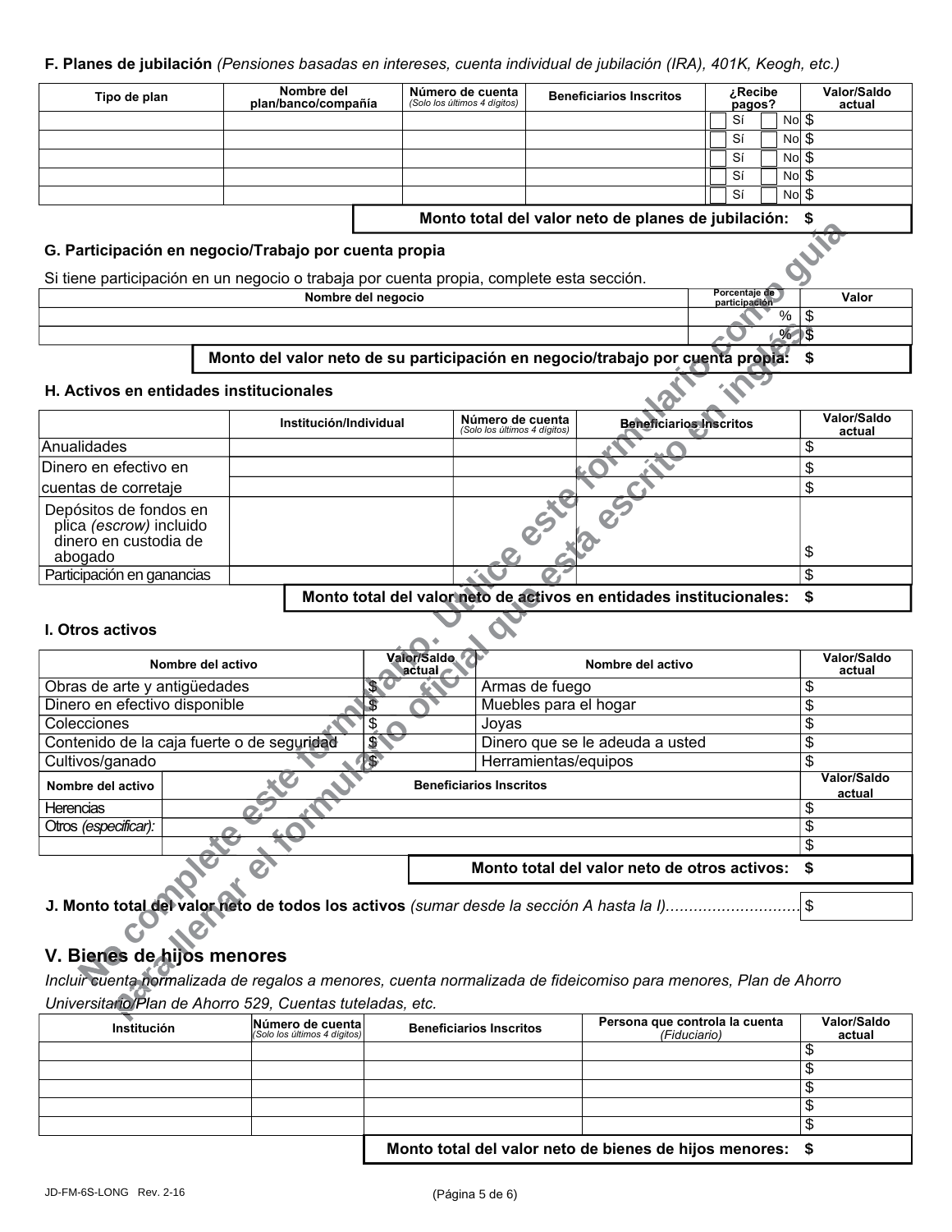**F. Planes de jubilación** *(Pensiones basadas en intereses, cuenta individual de jubilación (IRA), 401K, Keogh, etc.)*

| Tipo de plan | Nombre del plan/banco/compañía | Número de cuenta *(Solo los últimos 4 dígitos)* | Beneficiarios Inscritos | ¿Recibe pagos? | Valor/Saldo actual |
|---|---|---|---|---|---|
| | | | | ☐ Sí ☐ No | $ |
| | | | | ☐ Sí ☐ No | $ |
| | | | | ☐ Sí ☐ No | $ |
| | | | | ☐ Sí ☐ No | $ |
| | | | | ☐ Sí ☐ No | $ |

**Monto total del valor neto de planes de jubilación: $**

**G. Participación en negocio/Trabajo por cuenta propia**

Si tiene participación en un negocio o trabaja por cuenta propia, complete esta sección.

| Nombre del negocio | Porcentaje de participación | Valor |
|---|---|---|
| | % | $ |
| | % | $ |

**Monto del valor neto de su participación en negocio/trabajo por cuenta propia: $**

**H. Activos en entidades institucionales**

| | Institución/Individual | Número de cuenta *(Solo los últimos 4 dígitos)* | Beneficiarios Inscritos | Valor/Saldo actual |
|---|---|---|---|---|
| Anualidades | | | | $ |
| Dinero en efectivo en cuentas de corretaje | | | | $ |
| | | | | $ |
| Depósitos de fondos en plica *(escrow)* incluido dinero en custodia de abogado | | | | $ |
| Participación en ganancias | | | | $ |

**Monto total del valor neto de activos en entidades institucionales: $**

**I. Otros activos**

| Nombre del activo | Valor/Saldo actual | Nombre del activo | Valor/Saldo actual |
|---|---|---|---|
| Obras de arte y antigüedades | $ | Armas de fuego | $ |
| Dinero en efectivo disponible | $ | Muebles para el hogar | $ |
| Colecciones | $ | Joyas | $ |
| Contenido de la caja fuerte o de seguridad | $ | Dinero que se le adeuda a usted | $ |
| Cultivos/ganado | $ | Herramientas/equipos | $ |

| Nombre del activo | Beneficiarios Inscritos | Valor/Saldo actual |
|---|---|---|
| Herencias | | $ |
| Otros *(especificar):* | | $ |
| | | $ |

**Monto total del valor neto de otros activos: $**

**J. Monto total del valor neto de todos los activos** *(sumar desde la sección A hasta la I)*............................ $

## V. Bienes de hijos menores

*Incluir cuenta normalizada de regalos a menores, cuenta normalizada de fideicomiso para menores, Plan de Ahorro Universitario/Plan de Ahorro 529, Cuentas tuteladas, etc.*

| Institución | Número de cuenta *(Solo los últimos 4 dígitos)* | Beneficiarios Inscritos | Persona que controla la cuenta *(Fiduciario)* | Valor/Saldo actual |
|---|---|---|---|---|
| | | | | $ |
| | | | | $ |
| | | | | $ |
| | | | | $ |
| | | | | $ |

**Monto total del valor neto de bienes de hijos menores: $**

No complete este formulario. Utilice este formulario como guía para llenar el formulario oficial que está escrito en inglés.

JD-FM-6S-LONG Rev. 2-16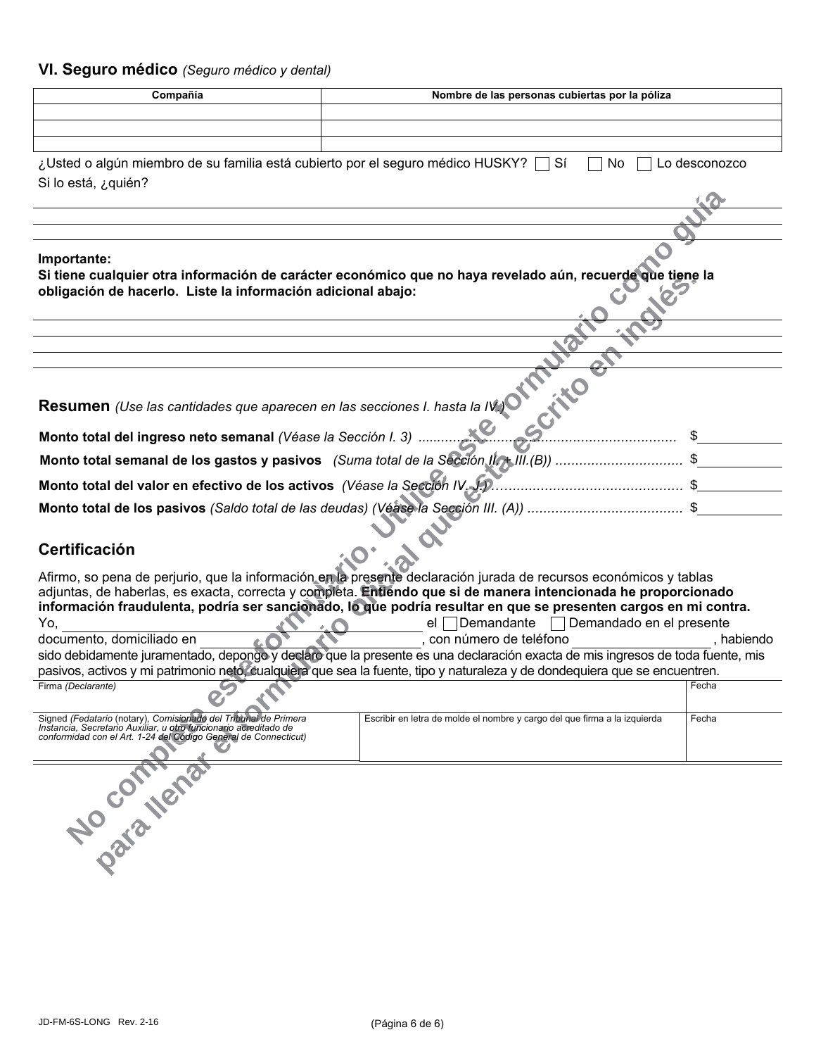## VI. Seguro médico *(Seguro médico y dental)*

| Compañía | Nombre de las personas cubiertas por la póliza |
|---|---|
| | |
| | |
| | |

¿Usted o algún miembro de su familia está cubierto por el seguro médico HUSKY? ☐ Sí ☐ No ☐ Lo desconozco

Si lo está, ¿quién?

\_\_\_\_\_\_\_\_\_\_\_\_\_\_\_\_\_\_\_\_\_\_\_\_\_\_\_\_\_\_\_\_\_\_\_\_\_\_\_\_\_\_\_\_\_\_\_\_\_\_\_\_\_\_\_\_\_\_\_\_

\_\_\_\_\_\_\_\_\_\_\_\_\_\_\_\_\_\_\_\_\_\_\_\_\_\_\_\_\_\_\_\_\_\_\_\_\_\_\_\_\_\_\_\_\_\_\_\_\_\_\_\_\_\_\_\_\_\_\_\_

**Importante:**
**Si tiene cualquier otra información de carácter económico que no haya revelado aún, recuerde que tiene la obligación de hacerlo. Liste la información adicional abajo:**

\_\_\_\_\_\_\_\_\_\_\_\_\_\_\_\_\_\_\_\_\_\_\_\_\_\_\_\_\_\_\_\_\_\_\_\_\_\_\_\_\_\_\_\_\_\_\_\_\_\_\_\_\_\_\_\_\_\_\_\_

\_\_\_\_\_\_\_\_\_\_\_\_\_\_\_\_\_\_\_\_\_\_\_\_\_\_\_\_\_\_\_\_\_\_\_\_\_\_\_\_\_\_\_\_\_\_\_\_\_\_\_\_\_\_\_\_\_\_\_\_

\_\_\_\_\_\_\_\_\_\_\_\_\_\_\_\_\_\_\_\_\_\_\_\_\_\_\_\_\_\_\_\_\_\_\_\_\_\_\_\_\_\_\_\_\_\_\_\_\_\_\_\_\_\_\_\_\_\_\_\_

## Resumen *(Use las cantidades que aparecen en las secciones I. hasta la IV.)*

**Monto total del ingreso neto semanal** *(Véase la Sección I. 3)* ........................................ $\_\_\_\_\_\_\_\_\_\_

**Monto total semanal de los gastos y pasivos** *(Suma total de la Sección II. + III.(B))* ........................ $\_\_\_\_\_\_\_\_\_\_

**Monto total del valor en efectivo de los activos** *(Véase la Sección IV. J.)* ........................................ $\_\_\_\_\_\_\_\_\_\_

**Monto total de los pasivos** *(Saldo total de las deudas) (Véase la Sección III. (A))* ........................ $\_\_\_\_\_\_\_\_\_\_

## Certificación

Afirmo, so pena de perjurio, que la información en la presente declaración jurada de recursos económicos y tablas adjuntas, de haberlas, es exacta, correcta y completa. **Entiendo que si de manera intencionada he proporcionado información fraudulenta, podría ser sancionado, lo que podría resultar en que se presenten cargos en mi contra.**

Yo, \_\_\_\_\_\_\_\_\_\_\_\_\_\_\_\_\_\_\_\_\_\_\_\_\_\_\_\_\_\_\_\_\_\_ el ☐ Demandante ☐ Demandado en el presente documento, domiciliado en \_\_\_\_\_\_\_\_\_\_\_\_\_\_\_\_\_\_\_\_\_\_\_\_, con número de teléfono \_\_\_\_\_\_\_\_\_\_\_\_\_\_\_\_, habiendo sido debidamente juramentado, depongo y declaro que la presente es una declaración exacta de mis ingresos de toda fuente, mis pasivos, activos y mi patrimonio neto, cualquiera que sea la fuente, tipo y naturaleza y de dondequiera que se encuentren.

| Firma *(Declarante)* | | Fecha |
|---|---|---|
| Signed *(Fedatario* (notary)*, Comisionado del Tribunal de Primera Instancia, Secretario Auxiliar, u otro funcionario acreditado de conformidad con el Art. 1-24 del Código General de Connecticut)* | Escribir en letra de molde el nombre y cargo del que firma a la izquierda | Fecha |

No complete este formulario. Utilice este formulario como guía para llenar el formulario oficial que está escrito en inglés.

JD-FM-6S-LONG Rev. 2-16